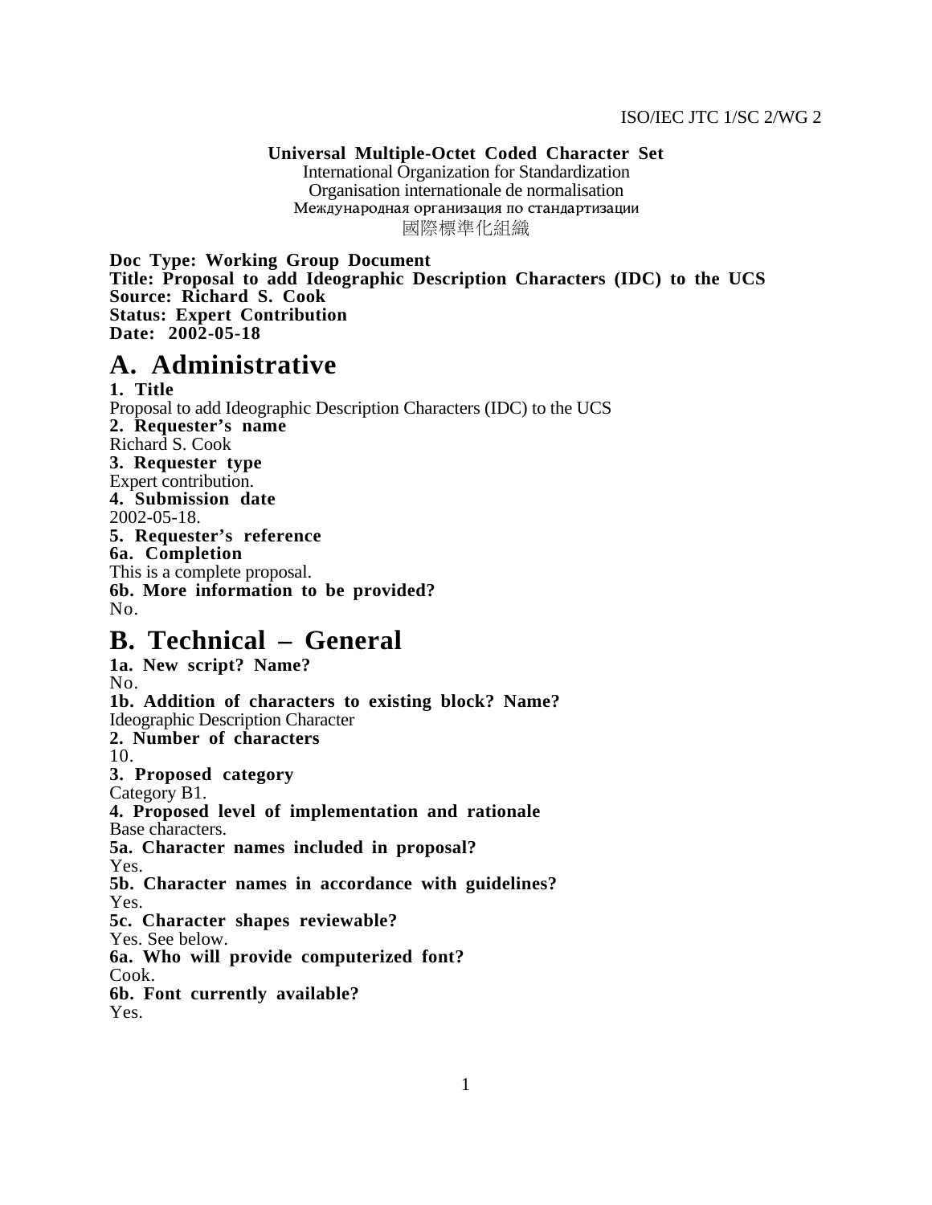ISO/IEC JTC 1/SC 2/WG 2

**Universal Multiple-Octet Coded Character Set**
International Organization for Standardization
Organisation internationale de normalisation
Международная организация по стандартизации
國際標準化組織

**Doc Type: Working Group Document**
**Title: Proposal to add Ideographic Description Characters (IDC) to the UCS**
**Source: Richard S. Cook**
**Status: Expert Contribution**
**Date: 2002-05-18**

# A. Administrative

**1. Title**
Proposal to add Ideographic Description Characters (IDC) to the UCS
**2. Requester's name**
Richard S. Cook
**3. Requester type**
Expert contribution.
**4. Submission date**
2002-05-18.
**5. Requester's reference**
**6a. Completion**
This is a complete proposal.
**6b. More information to be provided?**
No.

# B. Technical – General

**1a. New script? Name?**
No.
**1b. Addition of characters to existing block? Name?**
Ideographic Description Character
**2. Number of characters**
10.
**3. Proposed category**
Category B1.
**4. Proposed level of implementation and rationale**
Base characters.
**5a. Character names included in proposal?**
Yes.
**5b. Character names in accordance with guidelines?**
Yes.
**5c. Character shapes reviewable?**
Yes. See below.
**6a. Who will provide computerized font?**
Cook.
**6b. Font currently available?**
Yes.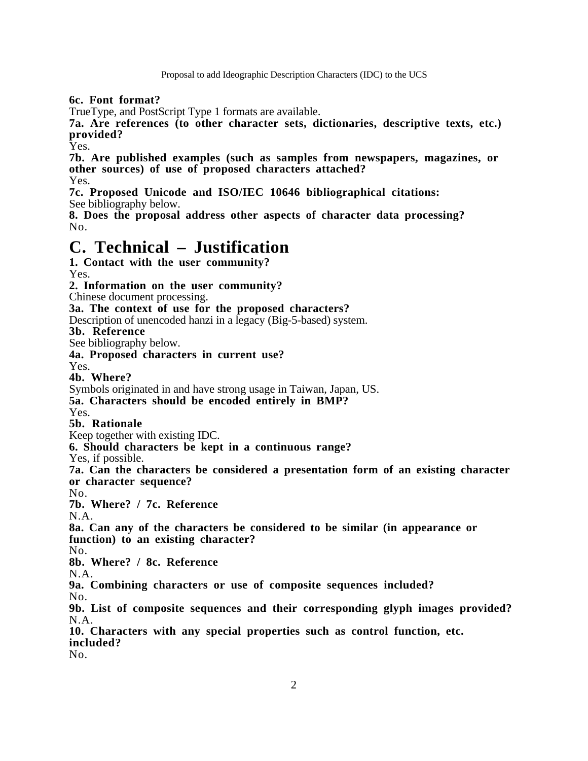**6c. Font format?**
TrueType, and PostScript Type 1 formats are available.
**7a. Are references (to other character sets, dictionaries, descriptive texts, etc.) provided?**
Yes.
**7b. Are published examples (such as samples from newspapers, magazines, or other sources) of use of proposed characters attached?**
Yes.
**7c. Proposed Unicode and ISO/IEC 10646 bibliographical citations:**
See bibliography below.
**8. Does the proposal address other aspects of character data processing?**
No.

# C. Technical – Justification

**1. Contact with the user community?**
Yes.
**2. Information on the user community?**
Chinese document processing.
**3a. The context of use for the proposed characters?**
Description of unencoded hanzi in a legacy (Big-5-based) system.
**3b. Reference**
See bibliography below.
**4a. Proposed characters in current use?**
Yes.
**4b. Where?**
Symbols originated in and have strong usage in Taiwan, Japan, US.
**5a. Characters should be encoded entirely in BMP?**
Yes.
**5b. Rationale**
Keep together with existing IDC.
**6. Should characters be kept in a continuous range?**
Yes, if possible.
**7a. Can the characters be considered a presentation form of an existing character or character sequence?**
No.
**7b. Where? / 7c. Reference**
N.A.
**8a. Can any of the characters be considered to be similar (in appearance or function) to an existing character?**
No.
**8b. Where? / 8c. Reference**
N.A.
**9a. Combining characters or use of composite sequences included?**
No.
**9b. List of composite sequences and their corresponding glyph images provided?**
N.A.
**10. Characters with any special properties such as control function, etc. included?**
No.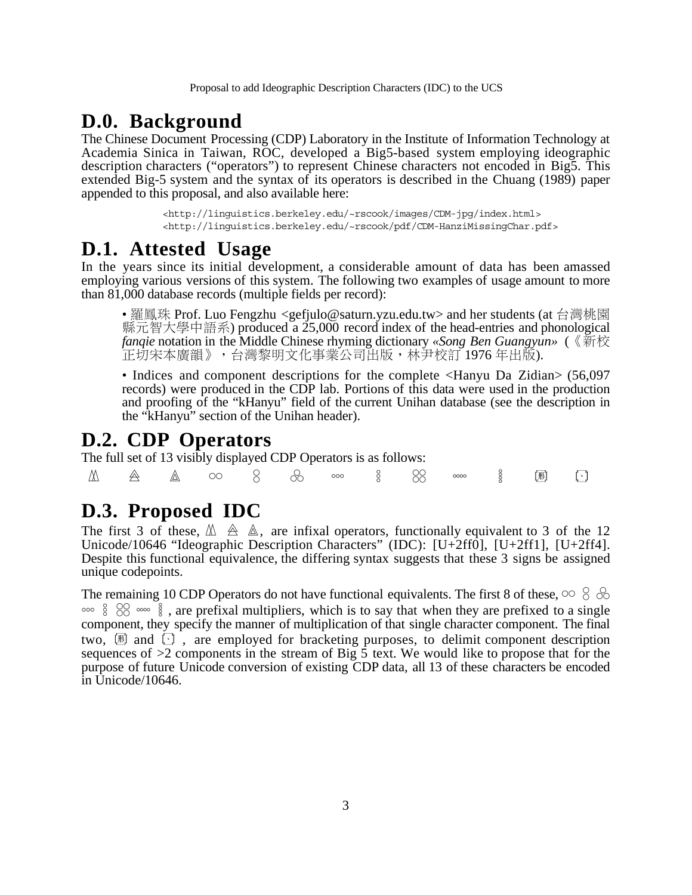# D.0. Background

The Chinese Document Processing (CDP) Laboratory in the Institute of Information Technology at Academia Sinica in Taiwan, ROC, developed a Big5-based system employing ideographic description characters ("operators") to represent Chinese characters not encoded in Big5. This extended Big-5 system and the syntax of its operators is described in the Chuang (1989) paper appended to this proposal, and also available here:

> <http://linguistics.berkeley.edu/~rscook/images/CDM-jpg/index.html>
> <http://linguistics.berkeley.edu/~rscook/pdf/CDM-HanziMissingChar.pdf>

# D.1. Attested Usage

In the years since its initial development, a considerable amount of data has been amassed employing various versions of this system. The following two examples of usage amount to more than 81,000 database records (multiple fields per record):

- 羅鳳珠 Prof. Luo Fengzhu <gefjulo@saturn.yzu.edu.tw> and her students (at 台灣桃園縣元智大學中語系) produced a 25,000 record index of the head-entries and phonological *fanqie* notation in the Middle Chinese rhyming dictionary «*Song Ben Guangyun*» (《新校正切宋本廣韻》，台灣黎明文化事業公司出版，林尹校訂 1976 年出版).

- Indices and component descriptions for the complete <Hanyu Da Zidian> (56,097 records) were produced in the CDP lab. Portions of this data were used in the production and proofing of the "kHanyu" field of the current Unihan database (see the description in the "kHanyu" section of the Unihan header).

# D.2. CDP Operators

The full set of 13 visibly displayed CDP Operators is as follows:

⿰ ⿱ ⿴ ○○ ○̣○ ൿ ○○○ ⦂ ○○○○ ○○○○ ⁝ 〔形〕 〔丶〕

# D.3. Proposed IDC

The first 3 of these, ⿰ ⿱ ⿴, are infixal operators, functionally equivalent to 3 of the 12 Unicode/10646 "Ideographic Description Characters" (IDC): [U+2ff0], [U+2ff1], [U+2ff4]. Despite this functional equivalence, the differing syntax suggests that these 3 signs be assigned unique codepoints.

The remaining 10 CDP Operators do not have functional equivalents. The first 8 of these, ○○ ○̣○ ൿ ○○○ ⦂ ○○○○ ○○○○ ⁝, are prefixal multipliers, which is to say that when they are prefixed to a single component, they specify the manner of multiplication of that single character component. The final two, 〔形〕 and 〔丶〕, are employed for bracketing purposes, to delimit component description sequences of >2 components in the stream of Big 5 text. We would like to propose that for the purpose of future Unicode conversion of existing CDP data, all 13 of these characters be encoded in Unicode/10646.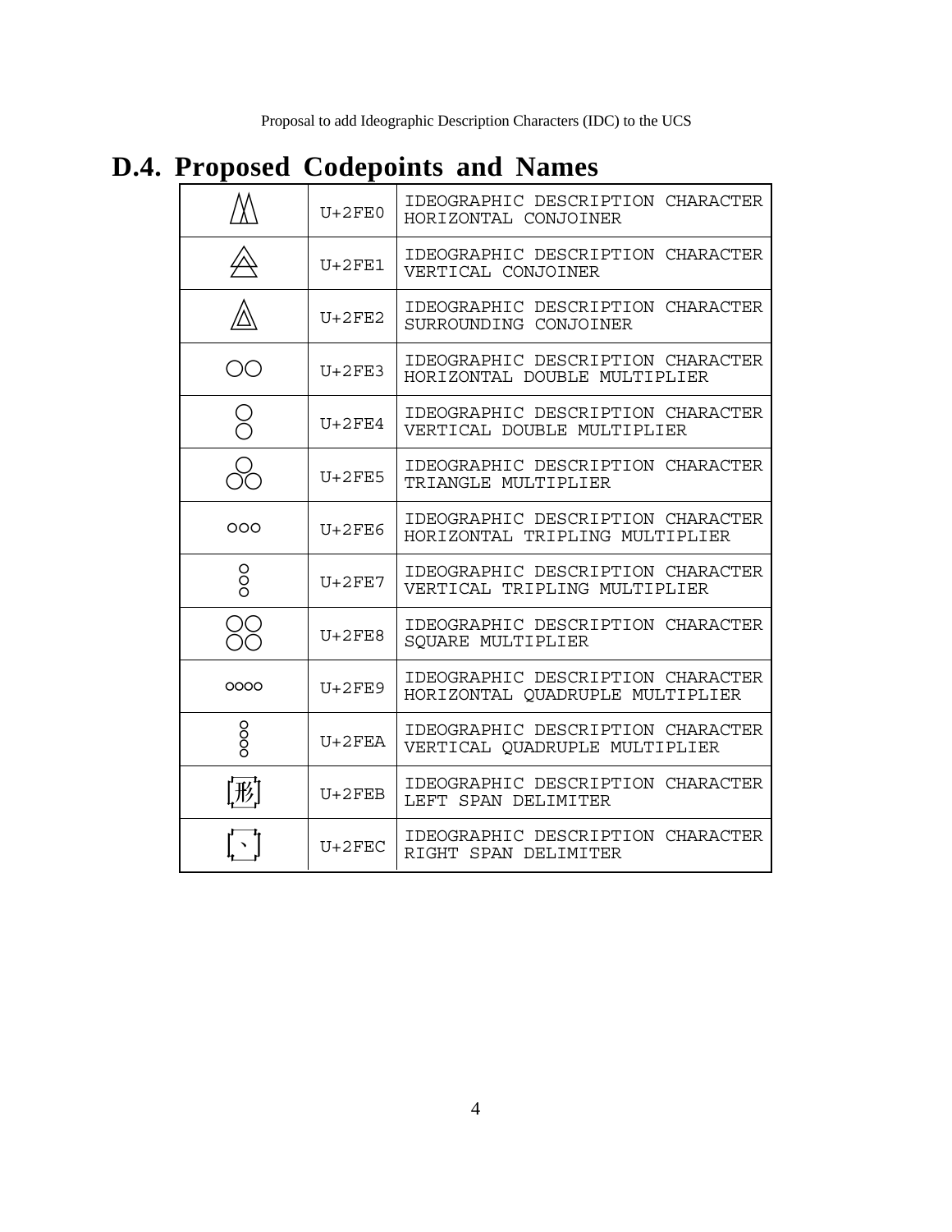# D.4. Proposed Codepoints and Names

| Glyph | Codepoint | Name |
| --- | --- | --- |
| ⿰ | U+2FE0 | IDEOGRAPHIC DESCRIPTION CHARACTER HORIZONTAL CONJOINER |
| ⿱ | U+2FE1 | IDEOGRAPHIC DESCRIPTION CHARACTER VERTICAL CONJOINER |
| ⿴ | U+2FE2 | IDEOGRAPHIC DESCRIPTION CHARACTER SURROUNDING CONJOINER |
| ○○ | U+2FE3 | IDEOGRAPHIC DESCRIPTION CHARACTER HORIZONTAL DOUBLE MULTIPLIER |
| ○ over ○ | U+2FE4 | IDEOGRAPHIC DESCRIPTION CHARACTER VERTICAL DOUBLE MULTIPLIER |
| ○ over ○○ | U+2FE5 | IDEOGRAPHIC DESCRIPTION CHARACTER TRIANGLE MULTIPLIER |
| ○○○ | U+2FE6 | IDEOGRAPHIC DESCRIPTION CHARACTER HORIZONTAL TRIPLING MULTIPLIER |
| ○ over ○ over ○ | U+2FE7 | IDEOGRAPHIC DESCRIPTION CHARACTER VERTICAL TRIPLING MULTIPLIER |
| ○○ over ○○ | U+2FE8 | IDEOGRAPHIC DESCRIPTION CHARACTER SQUARE MULTIPLIER |
| ○○○○ | U+2FE9 | IDEOGRAPHIC DESCRIPTION CHARACTER HORIZONTAL QUADRUPLE MULTIPLIER |
| ○ over ○ over ○ over ○ | U+2FEA | IDEOGRAPHIC DESCRIPTION CHARACTER VERTICAL QUADRUPLE MULTIPLIER |
| [形] | U+2FEB | IDEOGRAPHIC DESCRIPTION CHARACTER LEFT SPAN DELIMITER |
| [、] | U+2FEC | IDEOGRAPHIC DESCRIPTION CHARACTER RIGHT SPAN DELIMITER |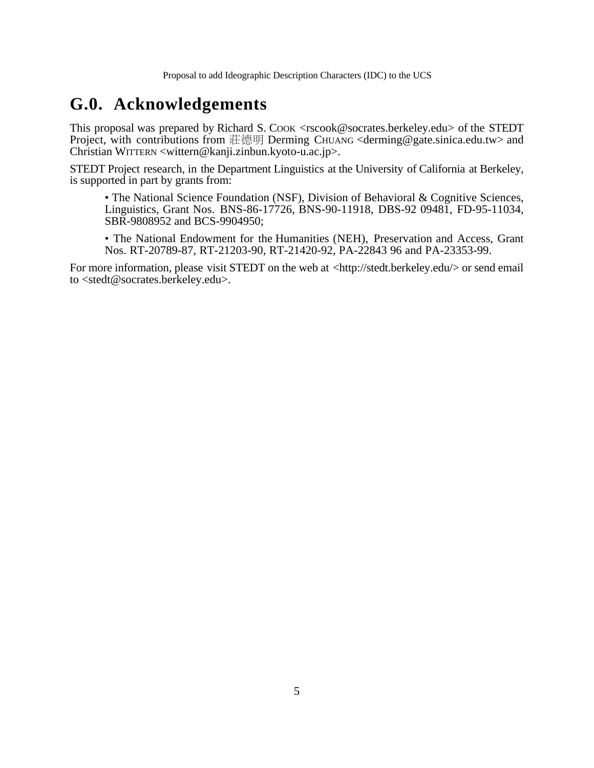# G.0. Acknowledgements

This proposal was prepared by Richard S. COOK <rscook@socrates.berkeley.edu> of the STEDT Project, with contributions from 莊德明 Derming CHUANG <derming@gate.sinica.edu.tw> and Christian WITTERN <wittern@kanji.zinbun.kyoto-u.ac.jp>.

STEDT Project research, in the Department Linguistics at the University of California at Berkeley, is supported in part by grants from:

> • The National Science Foundation (NSF), Division of Behavioral & Cognitive Sciences, Linguistics, Grant Nos. BNS-86-17726, BNS-90-11918, DBS-92 09481, FD-95-11034, SBR-9808952 and BCS-9904950;
>
> • The National Endowment for the Humanities (NEH), Preservation and Access, Grant Nos. RT-20789-87, RT-21203-90, RT-21420-92, PA-22843 96 and PA-23353-99.

For more information, please visit STEDT on the web at <http://stedt.berkeley.edu/> or send email to <stedt@socrates.berkeley.edu>.